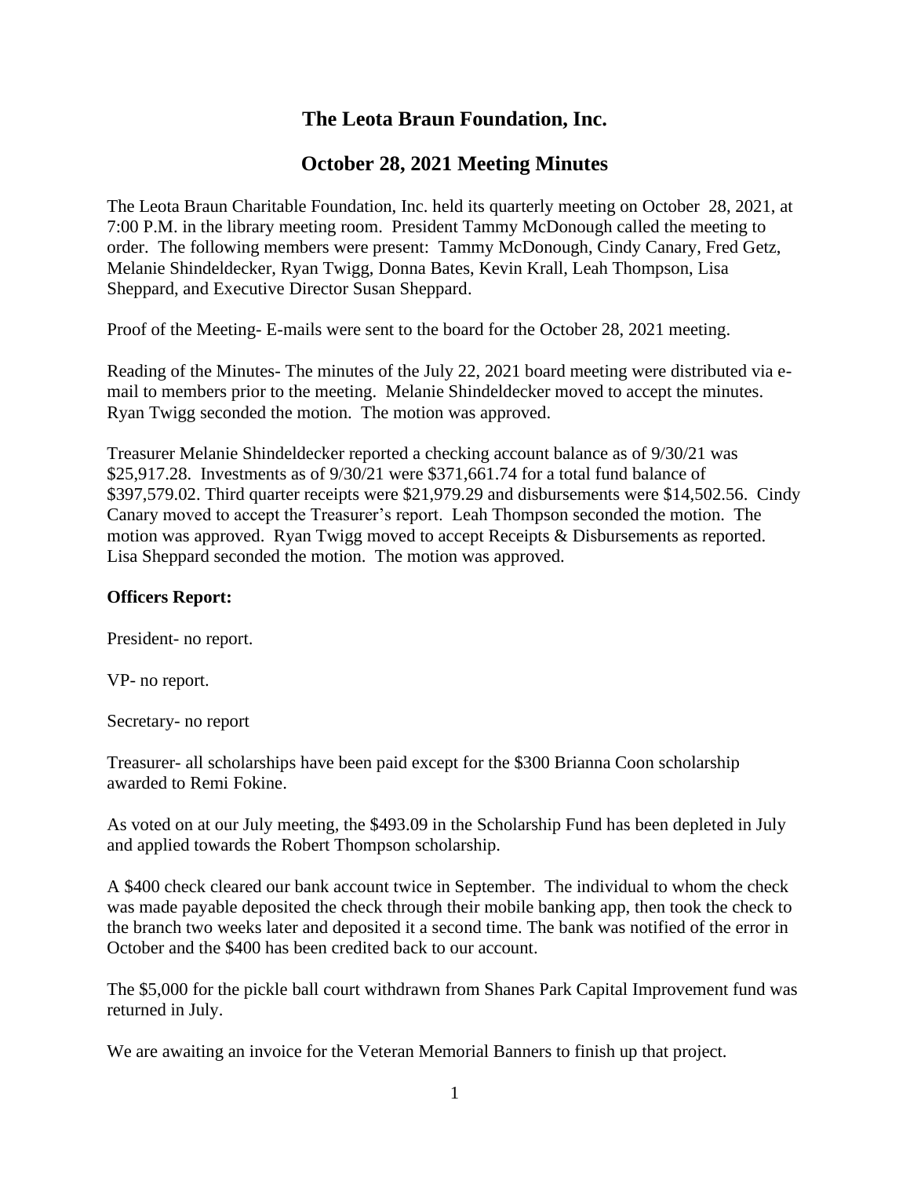# The Leota Braun Foundation, Inc.

## October 28, 2021 Meeting Minutes

The Leota Braun Charitable Foundation, Inc. held its quarterly meeting on October 28, 2021, at 7:00 P.M. in the library meeting room. President Tammy McDonough called the meeting to order. The following members were present: Tammy McDonough, Cindy Canary, Fred Getz, Melanie Shindeldecker, Ryan Twigg, Donna Bates, Kevin Krall, Leah Thompson, Lisa Sheppard, and Executive Director Susan Sheppard.

Proof of the Meeting- E-mails were sent to the board for the October 28, 2021 meeting.

Reading of the Minutes- The minutes of the July 22, 2021 board meeting were distributed via e-mail to members prior to the meeting. Melanie Shindeldecker moved to accept the minutes. Ryan Twigg seconded the motion. The motion was approved.

Treasurer Melanie Shindeldecker reported a checking account balance as of 9/30/21 was $25,917.28. Investments as of 9/30/21 were $371,661.74 for a total fund balance of $397,579.02. Third quarter receipts were $21,979.29 and disbursements were $14,502.56. Cindy Canary moved to accept the Treasurer's report. Leah Thompson seconded the motion. The motion was approved. Ryan Twigg moved to accept Receipts & Disbursements as reported. Lisa Sheppard seconded the motion. The motion was approved.

**Officers Report:**

President- no report.

VP- no report.

Secretary- no report

Treasurer- all scholarships have been paid except for the $300 Brianna Coon scholarship awarded to Remi Fokine.

As voted on at our July meeting, the $493.09 in the Scholarship Fund has been depleted in July and applied towards the Robert Thompson scholarship.

A $400 check cleared our bank account twice in September. The individual to whom the check was made payable deposited the check through their mobile banking app, then took the check to the branch two weeks later and deposited it a second time. The bank was notified of the error in October and the $400 has been credited back to our account.

The $5,000 for the pickle ball court withdrawn from Shanes Park Capital Improvement fund was returned in July.

We are awaiting an invoice for the Veteran Memorial Banners to finish up that project.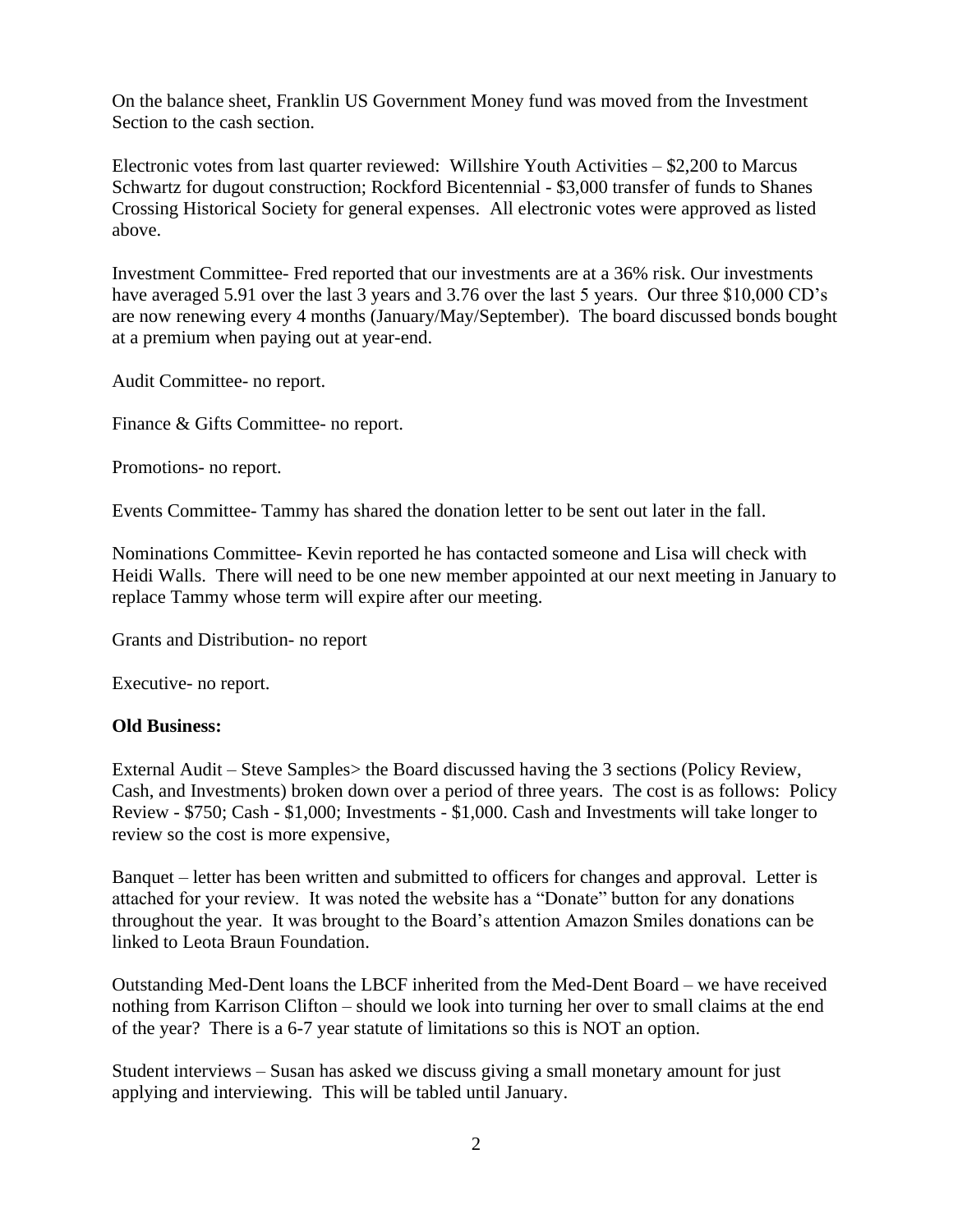On the balance sheet, Franklin US Government Money fund was moved from the Investment Section to the cash section.

Electronic votes from last quarter reviewed: Willshire Youth Activities – $2,200 to Marcus Schwartz for dugout construction; Rockford Bicentennial - $3,000 transfer of funds to Shanes Crossing Historical Society for general expenses. All electronic votes were approved as listed above.

Investment Committee- Fred reported that our investments are at a 36% risk. Our investments have averaged 5.91 over the last 3 years and 3.76 over the last 5 years. Our three $10,000 CD's are now renewing every 4 months (January/May/September). The board discussed bonds bought at a premium when paying out at year-end.

Audit Committee- no report.

Finance & Gifts Committee- no report.

Promotions- no report.

Events Committee- Tammy has shared the donation letter to be sent out later in the fall.

Nominations Committee- Kevin reported he has contacted someone and Lisa will check with Heidi Walls. There will need to be one new member appointed at our next meeting in January to replace Tammy whose term will expire after our meeting.

Grants and Distribution- no report

Executive- no report.

**Old Business:**

External Audit – Steve Samples> the Board discussed having the 3 sections (Policy Review, Cash, and Investments) broken down over a period of three years. The cost is as follows: Policy Review - $750; Cash - $1,000; Investments - $1,000. Cash and Investments will take longer to review so the cost is more expensive,

Banquet – letter has been written and submitted to officers for changes and approval. Letter is attached for your review. It was noted the website has a "Donate" button for any donations throughout the year. It was brought to the Board's attention Amazon Smiles donations can be linked to Leota Braun Foundation.

Outstanding Med-Dent loans the LBCF inherited from the Med-Dent Board – we have received nothing from Karrison Clifton – should we look into turning her over to small claims at the end of the year? There is a 6-7 year statute of limitations so this is NOT an option.

Student interviews – Susan has asked we discuss giving a small monetary amount for just applying and interviewing. This will be tabled until January.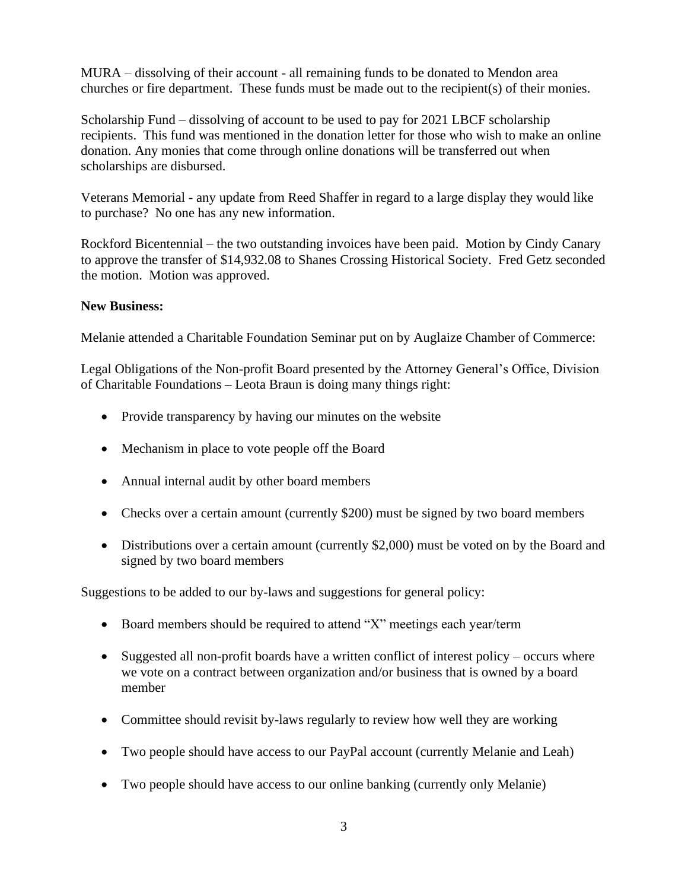MURA – dissolving of their account - all remaining funds to be donated to Mendon area churches or fire department. These funds must be made out to the recipient(s) of their monies.

Scholarship Fund – dissolving of account to be used to pay for 2021 LBCF scholarship recipients. This fund was mentioned in the donation letter for those who wish to make an online donation. Any monies that come through online donations will be transferred out when scholarships are disbursed.

Veterans Memorial - any update from Reed Shaffer in regard to a large display they would like to purchase? No one has any new information.

Rockford Bicentennial – the two outstanding invoices have been paid. Motion by Cindy Canary to approve the transfer of $14,932.08 to Shanes Crossing Historical Society. Fred Getz seconded the motion. Motion was approved.

**New Business:**

Melanie attended a Charitable Foundation Seminar put on by Auglaize Chamber of Commerce:

Legal Obligations of the Non-profit Board presented by the Attorney General's Office, Division of Charitable Foundations – Leota Braun is doing many things right:

- Provide transparency by having our minutes on the website
- Mechanism in place to vote people off the Board
- Annual internal audit by other board members
- Checks over a certain amount (currently $200) must be signed by two board members
- Distributions over a certain amount (currently $2,000) must be voted on by the Board and signed by two board members

Suggestions to be added to our by-laws and suggestions for general policy:

- Board members should be required to attend "X" meetings each year/term
- Suggested all non-profit boards have a written conflict of interest policy – occurs where we vote on a contract between organization and/or business that is owned by a board member
- Committee should revisit by-laws regularly to review how well they are working
- Two people should have access to our PayPal account (currently Melanie and Leah)
- Two people should have access to our online banking (currently only Melanie)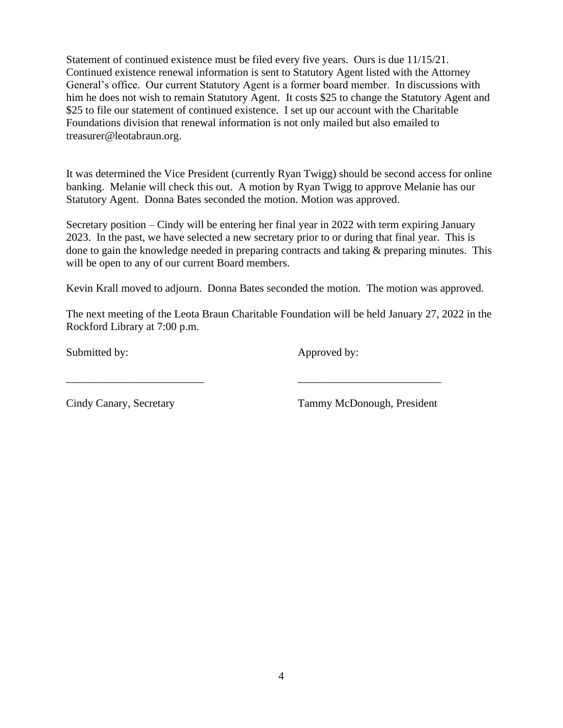Statement of continued existence must be filed every five years. Ours is due 11/15/21. Continued existence renewal information is sent to Statutory Agent listed with the Attorney General's office. Our current Statutory Agent is a former board member. In discussions with him he does not wish to remain Statutory Agent. It costs $25 to change the Statutory Agent and $25 to file our statement of continued existence. I set up our account with the Charitable Foundations division that renewal information is not only mailed but also emailed to treasurer@leotabraun.org.

It was determined the Vice President (currently Ryan Twigg) should be second access for online banking. Melanie will check this out. A motion by Ryan Twigg to approve Melanie has our Statutory Agent. Donna Bates seconded the motion. Motion was approved.

Secretary position – Cindy will be entering her final year in 2022 with term expiring January 2023. In the past, we have selected a new secretary prior to or during that final year. This is done to gain the knowledge needed in preparing contracts and taking & preparing minutes. This will be open to any of our current Board members.

Kevin Krall moved to adjourn. Donna Bates seconded the motion. The motion was approved.

The next meeting of the Leota Braun Charitable Foundation will be held January 27, 2022 in the Rockford Library at 7:00 p.m.

Submitted by: Approved by:

\_\_\_\_\_\_\_\_\_\_\_\_\_\_\_\_\_\_\_\_\_\_\_\_\_ \_\_\_\_\_\_\_\_\_\_\_\_\_\_\_\_\_\_\_\_\_\_\_\_\_\_

Cindy Canary, Secretary Tammy McDonough, President